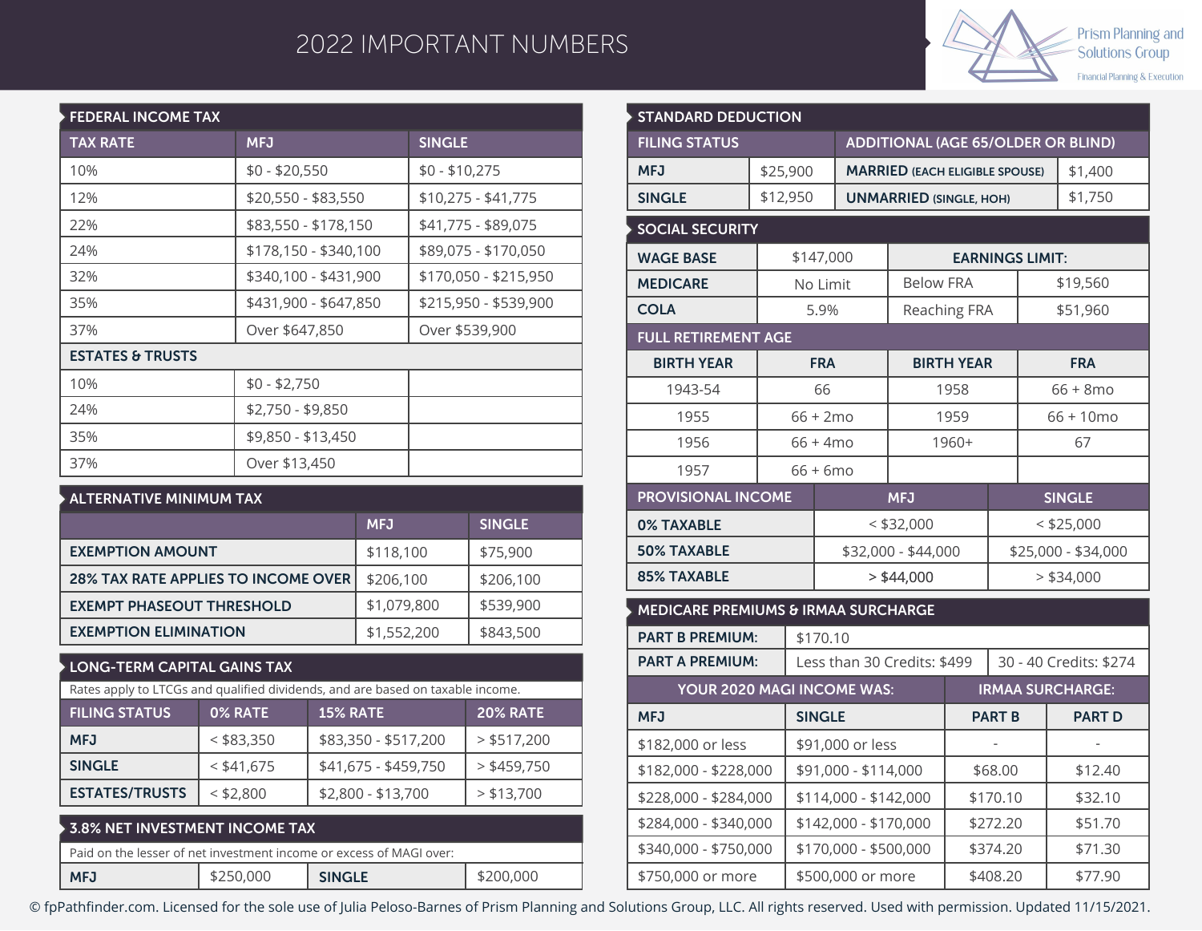# 2022 IMPORTANT NUMBERS

Prism Planning and Solutions Group
Financial Planning & Execution

## FEDERAL INCOME TAX

| TAX RATE | MFJ | SINGLE |
|---|---|---|
| 10% | $0 - $20,550 | $0 - $10,275 |
| 12% | $20,550 - $83,550 | $10,275 - $41,775 |
| 22% | $83,550 - $178,150 | $41,775 - $89,075 |
| 24% | $178,150 - $340,100 | $89,075 - $170,050 |
| 32% | $340,100 - $431,900 | $170,050 - $215,950 |
| 35% | $431,900 - $647,850 | $215,950 - $539,900 |
| 37% | Over $647,850 | Over $539,900 |
| **ESTATES & TRUSTS** | | |
| 10% | $0 - $2,750 | |
| 24% | $2,750 - $9,850 | |
| 35% | $9,850 - $13,450 | |
| 37% | Over $13,450 | |

## ALTERNATIVE MINIMUM TAX

| | MFJ | SINGLE |
|---|---|---|
| EXEMPTION AMOUNT | $118,100 | $75,900 |
| 28% TAX RATE APPLIES TO INCOME OVER | $206,100 | $206,100 |
| EXEMPT PHASEOUT THRESHOLD | $1,079,800 | $539,900 |
| EXEMPTION ELIMINATION | $1,552,200 | $843,500 |

## LONG-TERM CAPITAL GAINS TAX

Rates apply to LTCGs and qualified dividends, and are based on taxable income.

| FILING STATUS | 0% RATE | 15% RATE | 20% RATE |
|---|---|---|---|
| MFJ | < $83,350 | $83,350 - $517,200 | > $517,200 |
| SINGLE | < $41,675 | $41,675 - $459,750 | > $459,750 |
| ESTATES/TRUSTS | < $2,800 | $2,800 - $13,700 | > $13,700 |

## 3.8% NET INVESTMENT INCOME TAX

Paid on the lesser of net investment income or excess of MAGI over:

| MFJ | $250,000 | SINGLE | $200,000 |
|---|---|---|---|

## STANDARD DEDUCTION

| FILING STATUS | | ADDITIONAL (AGE 65/OLDER OR BLIND) | |
|---|---|---|---|
| MFJ | $25,900 | MARRIED (EACH ELIGIBLE SPOUSE) | $1,400 |
| SINGLE | $12,950 | UNMARRIED (SINGLE, HOH) | $1,750 |

## SOCIAL SECURITY

| | | EARNINGS LIMIT: | |
|---|---|---|---|
| WAGE BASE | $147,000 | | |
| MEDICARE | No Limit | Below FRA | $19,560 |
| COLA | 5.9% | Reaching FRA | $51,960 |

### FULL RETIREMENT AGE

| BIRTH YEAR | FRA | BIRTH YEAR | FRA |
|---|---|---|---|
| 1943-54 | 66 | 1958 | 66 + 8mo |
| 1955 | 66 + 2mo | 1959 | 66 + 10mo |
| 1956 | 66 + 4mo | 1960+ | 67 |
| 1957 | 66 + 6mo | | |

### PROVISIONAL INCOME

| PROVISIONAL INCOME | MFJ | SINGLE |
|---|---|---|
| 0% TAXABLE | < $32,000 | < $25,000 |
| 50% TAXABLE | $32,000 - $44,000 | $25,000 - $34,000 |
| 85% TAXABLE | > $44,000 | > $34,000 |

## MEDICARE PREMIUMS & IRMAA SURCHARGE

| PART B PREMIUM: | $170.10 | |
|---|---|---|
| PART A PREMIUM: | Less than 30 Credits: $499 | 30 - 40 Credits: $274 |

| YOUR 2020 MAGI INCOME WAS: | | IRMAA SURCHARGE: | |
|---|---|---|---|
| MFJ | SINGLE | PART B | PART D |
| $182,000 or less | $91,000 or less | - | - |
| $182,000 - $228,000 | $91,000 - $114,000 | $68.00 | $12.40 |
| $228,000 - $284,000 | $114,000 - $142,000 | $170.10 | $32.10 |
| $284,000 - $340,000 | $142,000 - $170,000 | $272.20 | $51.70 |
| $340,000 - $750,000 | $170,000 - $500,000 | $374.20 | $71.30 |
| $750,000 or more | $500,000 or more | $408.20 | $77.90 |

© fpPathfinder.com. Licensed for the sole use of Julia Peloso-Barnes of Prism Planning and Solutions Group, LLC. All rights reserved. Used with permission. Updated 11/15/2021.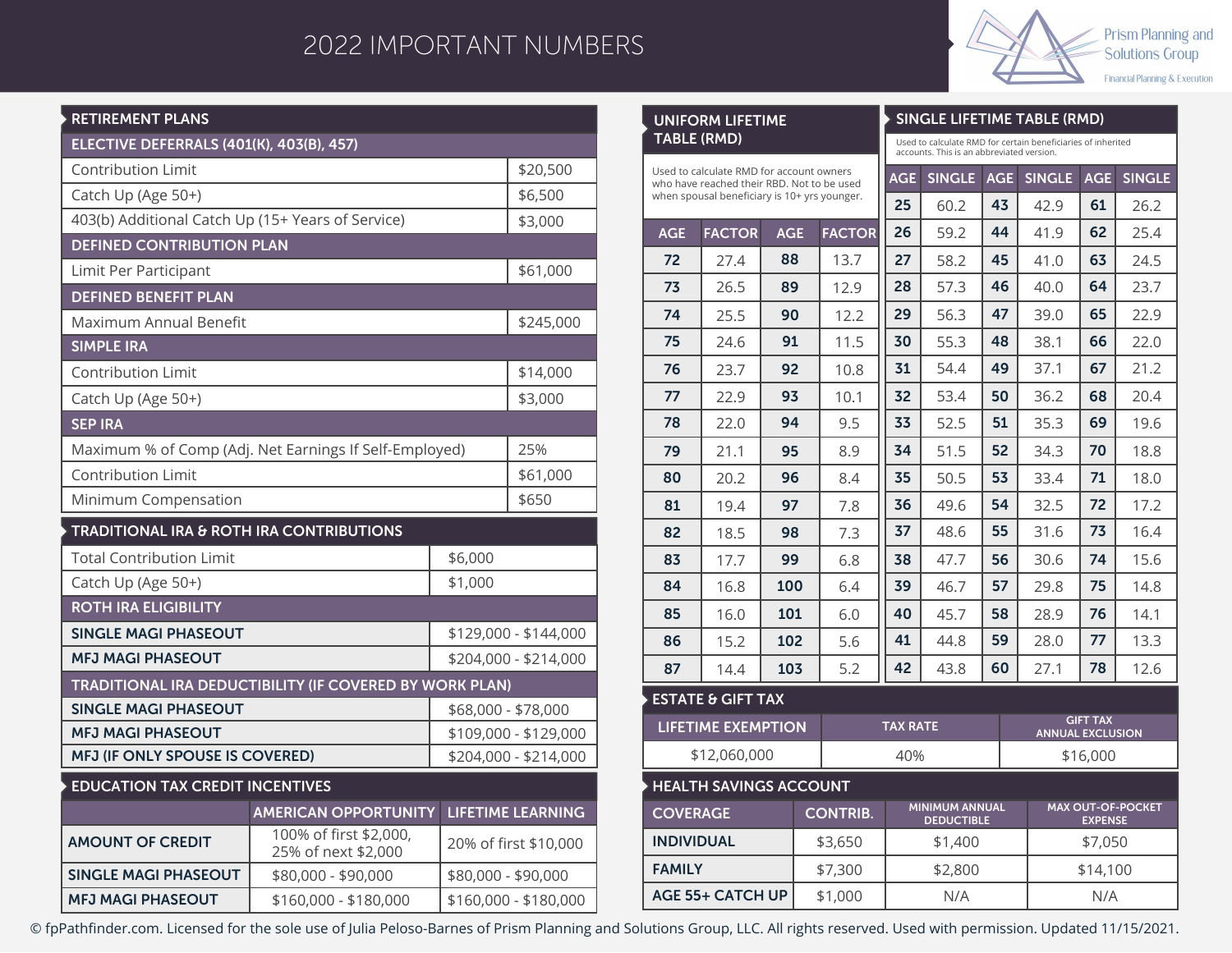# 2022 IMPORTANT NUMBERS

Prism Planning and Solutions Group
Financial Planning & Execution

## RETIREMENT PLANS

| ELECTIVE DEFERRALS (401(K), 403(B), 457) | |
|---|---|
| Contribution Limit | $20,500 |
| Catch Up (Age 50+) | $6,500 |
| 403(b) Additional Catch Up (15+ Years of Service) | $3,000 |
| **DEFINED CONTRIBUTION PLAN** | |
| Limit Per Participant | $61,000 |
| **DEFINED BENEFIT PLAN** | |
| Maximum Annual Benefit | $245,000 |
| **SIMPLE IRA** | |
| Contribution Limit | $14,000 |
| Catch Up (Age 50+) | $3,000 |
| **SEP IRA** | |
| Maximum % of Comp (Adj. Net Earnings If Self-Employed) | 25% |
| Contribution Limit | $61,000 |
| Minimum Compensation | $650 |

## TRADITIONAL IRA & ROTH IRA CONTRIBUTIONS

| | |
|---|---|
| Total Contribution Limit | $6,000 |
| Catch Up (Age 50+) | $1,000 |
| **ROTH IRA ELIGIBILITY** | |
| SINGLE MAGI PHASEOUT | $129,000 - $144,000 |
| MFJ MAGI PHASEOUT | $204,000 - $214,000 |
| **TRADITIONAL IRA DEDUCTIBILITY (IF COVERED BY WORK PLAN)** | |
| SINGLE MAGI PHASEOUT | $68,000 - $78,000 |
| MFJ MAGI PHASEOUT | $109,000 - $129,000 |
| MFJ (IF ONLY SPOUSE IS COVERED) | $204,000 - $214,000 |

## EDUCATION TAX CREDIT INCENTIVES

| | AMERICAN OPPORTUNITY | LIFETIME LEARNING |
|---|---|---|
| AMOUNT OF CREDIT | 100% of first $2,000, 25% of next $2,000 | 20% of first $10,000 |
| SINGLE MAGI PHASEOUT | $80,000 - $90,000 | $80,000 - $90,000 |
| MFJ MAGI PHASEOUT | $160,000 - $180,000 | $160,000 - $180,000 |

## UNIFORM LIFETIME TABLE (RMD)

Used to calculate RMD for account owners who have reached their RBD. Not to be used when spousal beneficiary is 10+ yrs younger.

| AGE | FACTOR | AGE | FACTOR |
|---|---|---|---|
| 72 | 27.4 | 88 | 13.7 |
| 73 | 26.5 | 89 | 12.9 |
| 74 | 25.5 | 90 | 12.2 |
| 75 | 24.6 | 91 | 11.5 |
| 76 | 23.7 | 92 | 10.8 |
| 77 | 22.9 | 93 | 10.1 |
| 78 | 22.0 | 94 | 9.5 |
| 79 | 21.1 | 95 | 8.9 |
| 80 | 20.2 | 96 | 8.4 |
| 81 | 19.4 | 97 | 7.8 |
| 82 | 18.5 | 98 | 7.3 |
| 83 | 17.7 | 99 | 6.8 |
| 84 | 16.8 | 100 | 6.4 |
| 85 | 16.0 | 101 | 6.0 |
| 86 | 15.2 | 102 | 5.6 |
| 87 | 14.4 | 103 | 5.2 |

## SINGLE LIFETIME TABLE (RMD)

Used to calculate RMD for certain beneficiaries of inherited accounts. This is an abbreviated version.

| AGE | SINGLE | AGE | SINGLE | AGE | SINGLE |
|---|---|---|---|---|---|
| 25 | 60.2 | 43 | 42.9 | 61 | 26.2 |
| 26 | 59.2 | 44 | 41.9 | 62 | 25.4 |
| 27 | 58.2 | 45 | 41.0 | 63 | 24.5 |
| 28 | 57.3 | 46 | 40.0 | 64 | 23.7 |
| 29 | 56.3 | 47 | 39.0 | 65 | 22.9 |
| 30 | 55.3 | 48 | 38.1 | 66 | 22.0 |
| 31 | 54.4 | 49 | 37.1 | 67 | 21.2 |
| 32 | 53.4 | 50 | 36.2 | 68 | 20.4 |
| 33 | 52.5 | 51 | 35.3 | 69 | 19.6 |
| 34 | 51.5 | 52 | 34.3 | 70 | 18.8 |
| 35 | 50.5 | 53 | 33.4 | 71 | 18.0 |
| 36 | 49.6 | 54 | 32.5 | 72 | 17.2 |
| 37 | 48.6 | 55 | 31.6 | 73 | 16.4 |
| 38 | 47.7 | 56 | 30.6 | 74 | 15.6 |
| 39 | 46.7 | 57 | 29.8 | 75 | 14.8 |
| 40 | 45.7 | 58 | 28.9 | 76 | 14.1 |
| 41 | 44.8 | 59 | 28.0 | 77 | 13.3 |
| 42 | 43.8 | 60 | 27.1 | 78 | 12.6 |

## ESTATE & GIFT TAX

| LIFETIME EXEMPTION | TAX RATE | GIFT TAX ANNUAL EXCLUSION |
|---|---|---|
| $12,060,000 | 40% | $16,000 |

## HEALTH SAVINGS ACCOUNT

| COVERAGE | CONTRIB. | MINIMUM ANNUAL DEDUCTIBLE | MAX OUT-OF-POCKET EXPENSE |
|---|---|---|---|
| INDIVIDUAL | $3,650 | $1,400 | $7,050 |
| FAMILY | $7,300 | $2,800 | $14,100 |
| AGE 55+ CATCH UP | $1,000 | N/A | N/A |

© fpPathfinder.com. Licensed for the sole use of Julia Peloso-Barnes of Prism Planning and Solutions Group, LLC. All rights reserved. Used with permission. Updated 11/15/2021.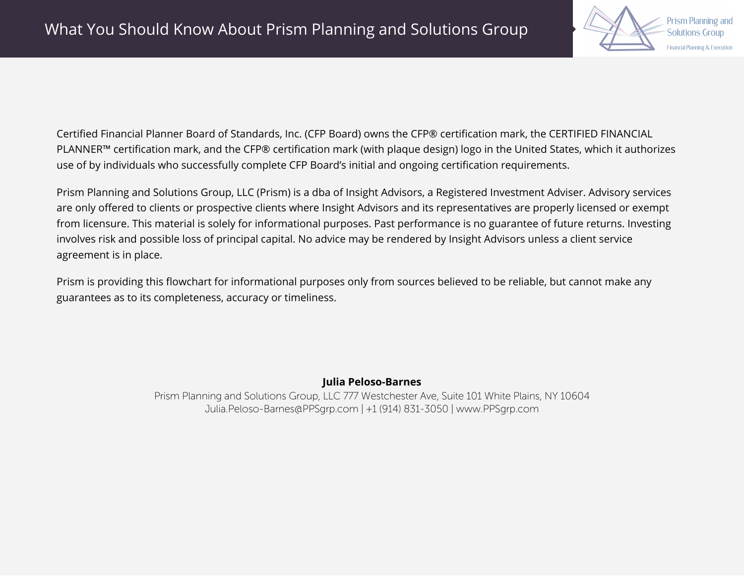# What You Should Know About Prism Planning and Solutions Group

Certified Financial Planner Board of Standards, Inc. (CFP Board) owns the CFP® certification mark, the CERTIFIED FINANCIAL PLANNER™ certification mark, and the CFP® certification mark (with plaque design) logo in the United States, which it authorizes use of by individuals who successfully complete CFP Board's initial and ongoing certification requirements.

Prism Planning and Solutions Group, LLC (Prism) is a dba of Insight Advisors, a Registered Investment Adviser. Advisory services are only offered to clients or prospective clients where Insight Advisors and its representatives are properly licensed or exempt from licensure. This material is solely for informational purposes. Past performance is no guarantee of future returns. Investing involves risk and possible loss of principal capital. No advice may be rendered by Insight Advisors unless a client service agreement is in place.

Prism is providing this flowchart for informational purposes only from sources believed to be reliable, but cannot make any guarantees as to its completeness, accuracy or timeliness.

**Julia Peloso-Barnes**
Prism Planning and Solutions Group, LLC 777 Westchester Ave, Suite 101 White Plains, NY 10604
Julia.Peloso-Barnes@PPSgrp.com | +1 (914) 831-3050 | www.PPSgrp.com